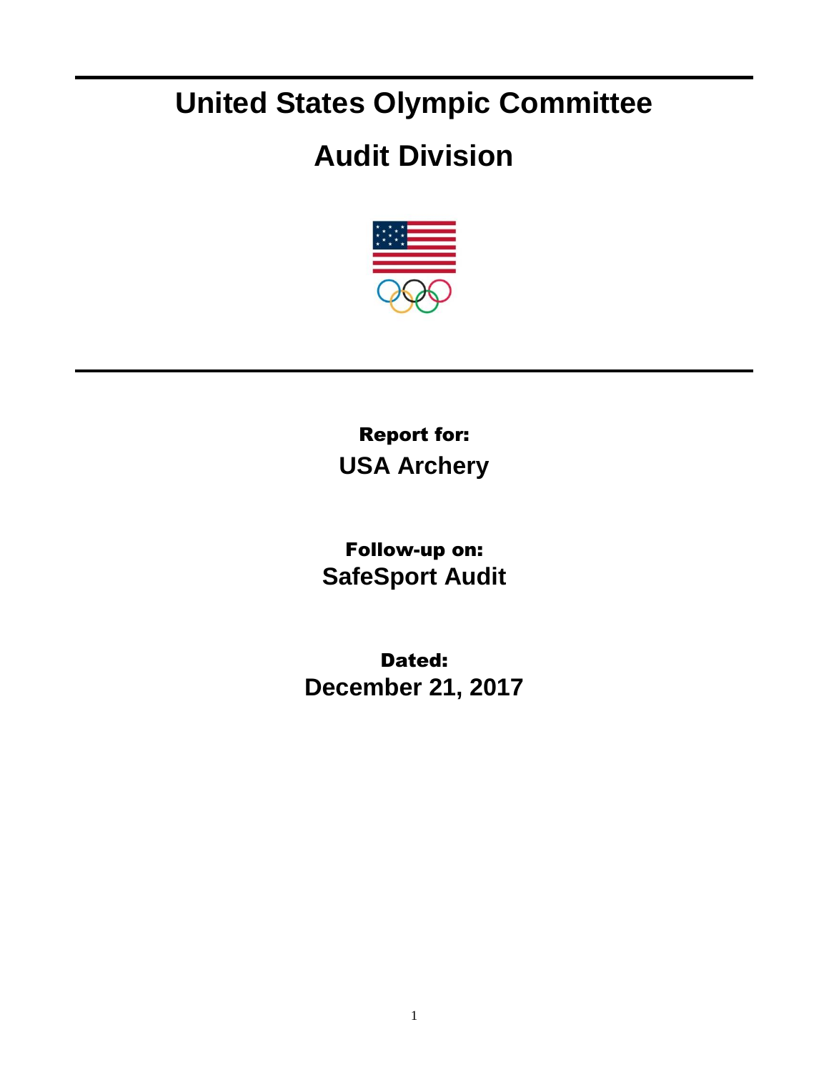# United States Olympic Committee

# Audit Division

**Report for:**
**USA Archery**

**Follow-up on:**
**SafeSport Audit**

**Dated:**
**December 21, 2017**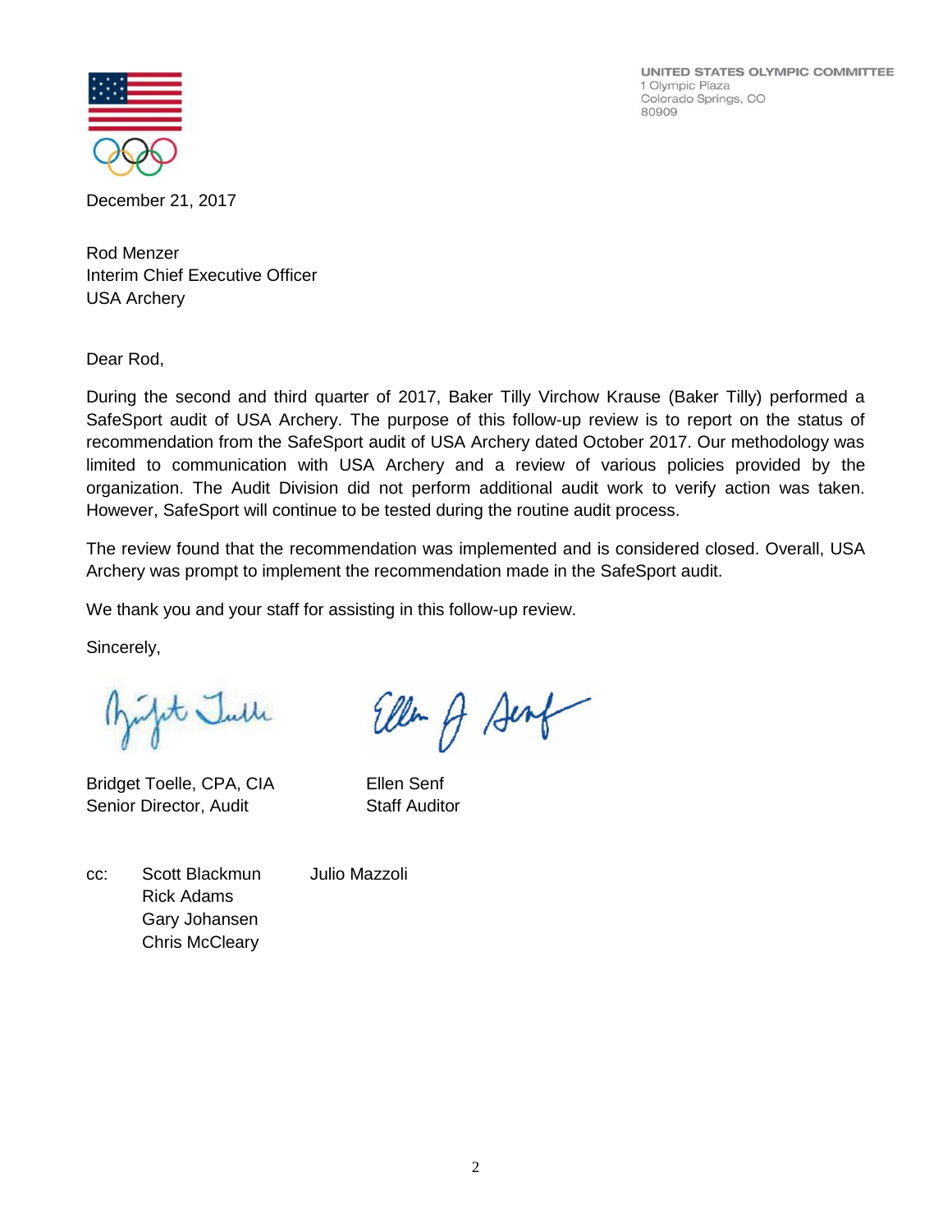UNITED STATES OLYMPIC COMMITTEE
1 Olympic Plaza
Colorado Springs, CO
80909

December 21, 2017

Rod Menzer
Interim Chief Executive Officer
USA Archery

Dear Rod,

During the second and third quarter of 2017, Baker Tilly Virchow Krause (Baker Tilly) performed a SafeSport audit of USA Archery. The purpose of this follow-up review is to report on the status of recommendation from the SafeSport audit of USA Archery dated October 2017. Our methodology was limited to communication with USA Archery and a review of various policies provided by the organization. The Audit Division did not perform additional audit work to verify action was taken. However, SafeSport will continue to be tested during the routine audit process.

The review found that the recommendation was implemented and is considered closed. Overall, USA Archery was prompt to implement the recommendation made in the SafeSport audit.

We thank you and your staff for assisting in this follow-up review.

Sincerely,

Bridget Toelle, CPA, CIA
Senior Director, Audit

Ellen Senf
Staff Auditor

cc: Scott Blackmun
Rick Adams
Gary Johansen
Chris McCleary
Julio Mazzoli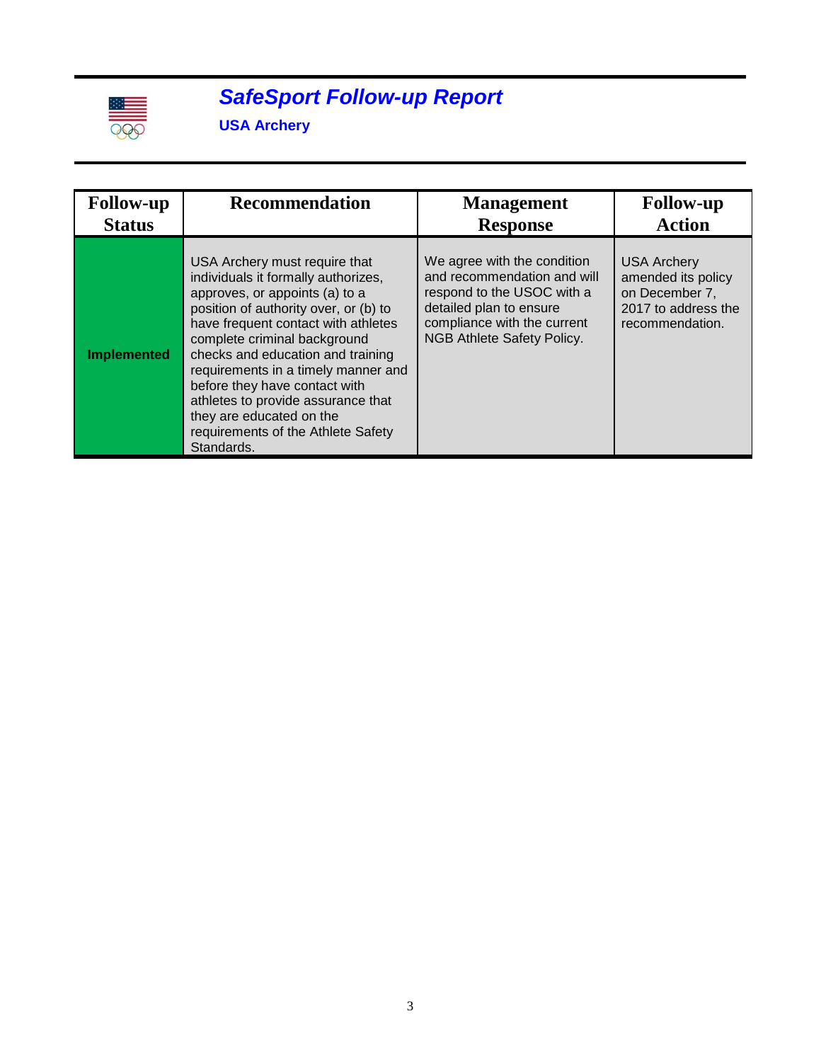# *SafeSport Follow-up Report*

**USA Archery**

| Follow-up Status | Recommendation | Management Response | Follow-up Action |
| --- | --- | --- | --- |
| **Implemented** | USA Archery must require that individuals it formally authorizes, approves, or appoints (a) to a position of authority over, or (b) to have frequent contact with athletes complete criminal background checks and education and training requirements in a timely manner and before they have contact with athletes to provide assurance that they are educated on the requirements of the Athlete Safety Standards. | We agree with the condition and recommendation and will respond to the USOC with a detailed plan to ensure compliance with the current NGB Athlete Safety Policy. | USA Archery amended its policy on December 7, 2017 to address the recommendation. |